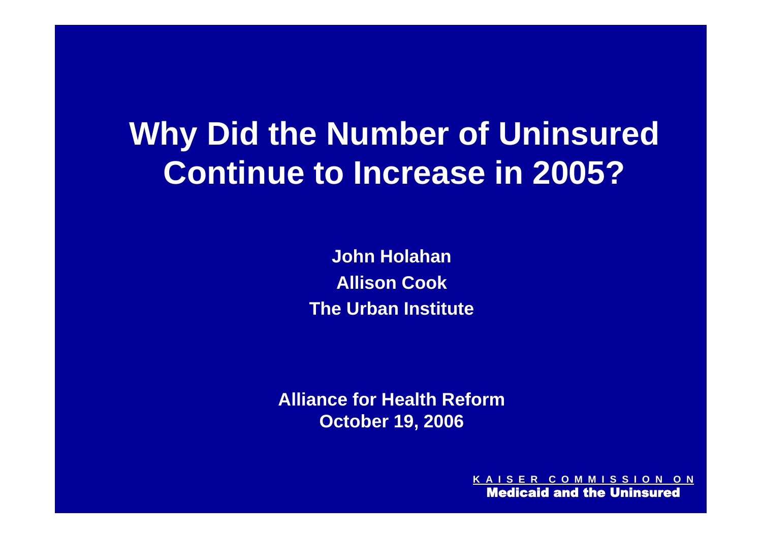# Why Did the Number of Uninsured Continue to Increase in 2005?

**John Holahan**

**Allison Cook**

**The Urban Institute**

**Alliance for Health Reform**

**October 19, 2006**

KAISER COMMISSION ON

**Medicaid and the Uninsured**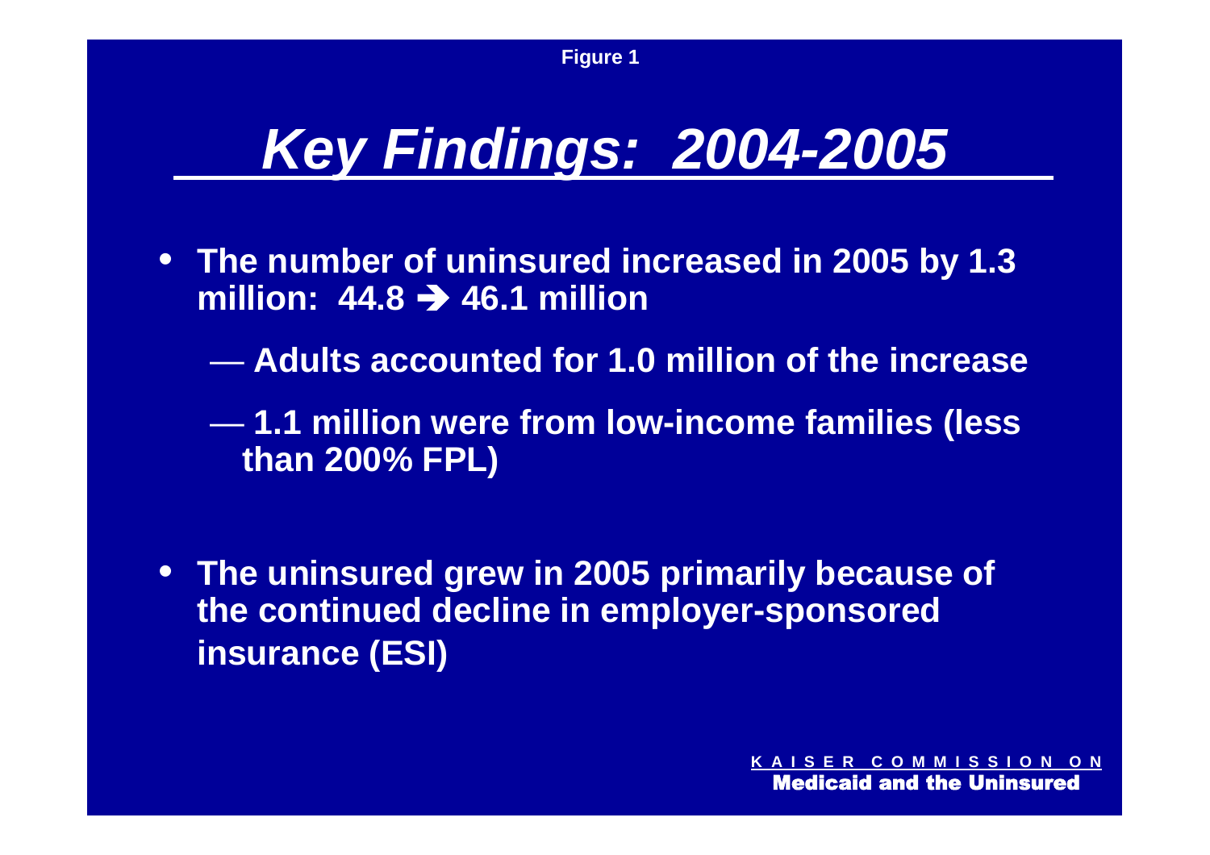Figure 1

# *Key Findings: 2004-2005*

- **The number of uninsured increased in 2005 by 1.3 million: 44.8 → 46.1 million**
  - **Adults accounted for 1.0 million of the increase**
  - **1.1 million were from low-income families (less than 200% FPL)**

- **The uninsured grew in 2005 primarily because of the continued decline in employer-sponsored insurance (ESI)**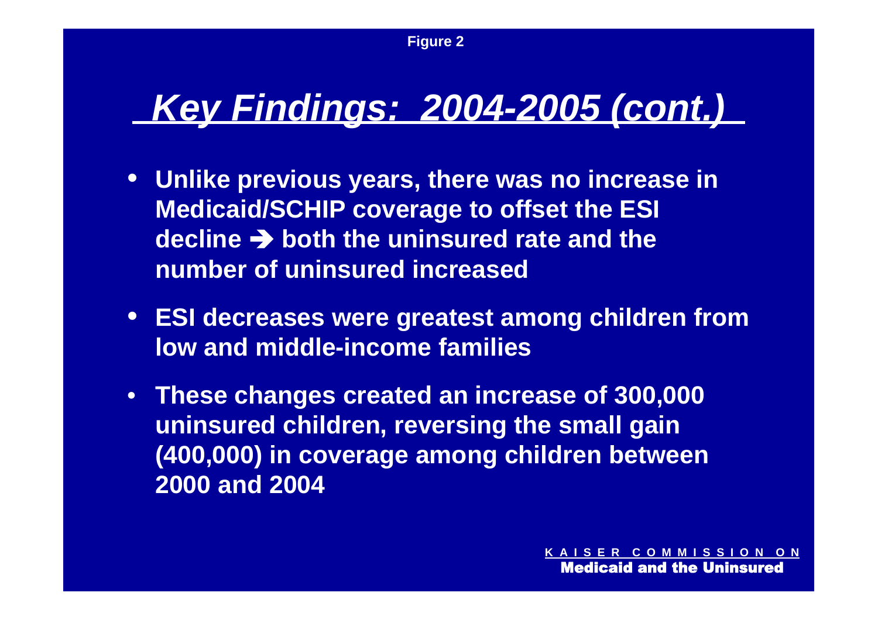Figure 2

# *Key Findings: 2004-2005 (cont.)*

- **Unlike previous years, there was no increase in Medicaid/SCHIP coverage to offset the ESI decline ➔ both the uninsured rate and the number of uninsured increased**
- **ESI decreases were greatest among children from low and middle-income families**
- **These changes created an increase of 300,000 uninsured children, reversing the small gain (400,000) in coverage among children between 2000 and 2004**

KAISER COMMISSION ON
Medicaid and the Uninsured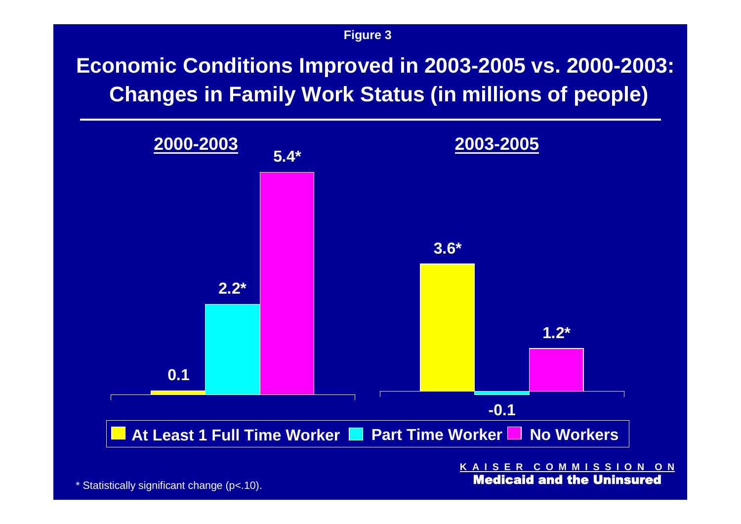Figure 3

## Economic Conditions Improved in 2003-2005 vs. 2000-2003: Changes in Family Work Status (in millions of people)

| | At Least 1 Full Time Worker | Part Time Worker | No Workers |
|---|---|---|---|
| 2000-2003 | 0.1 | 2.2* | 5.4* |
| 2003-2005 | 3.6* | -0.1 | 1.2* |

\* Statistically significant change (p<.10).

KAISER COMMISSION ON **Medicaid and the Uninsured**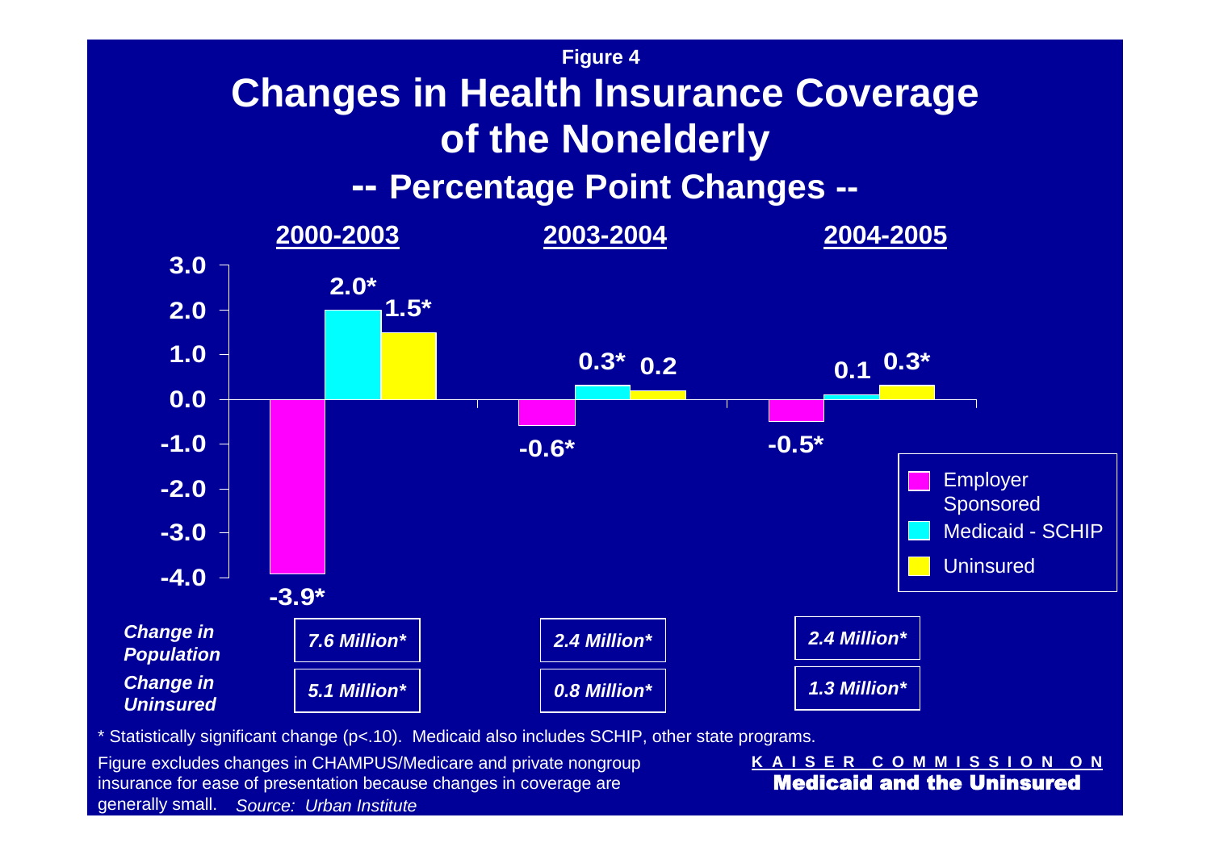Figure 4

# Changes in Health Insurance Coverage of the Nonelderly

## -- Percentage Point Changes --

| | 2000-2003 | 2003-2004 | 2004-2005 |
|---|---|---|---|
| Employer Sponsored | -3.9* | -0.6* | -0.5* |
| Medicaid - SCHIP | 2.0* | 0.3* | 0.1 |
| Uninsured | 1.5* | 0.2 | 0.3* |
| *Change in Population* | *7.6 Million** | *2.4 Million** | *2.4 Million** |
| *Change in Uninsured* | *5.1 Million** | *0.8 Million** | *1.3 Million** |

* Statistically significant change (p<.10). Medicaid also includes SCHIP, other state programs.

Figure excludes changes in CHAMPUS/Medicare and private nongroup insurance for ease of presentation because changes in coverage are generally small. *Source: Urban Institute*

KAISER COMMISSION ON **Medicaid and the Uninsured**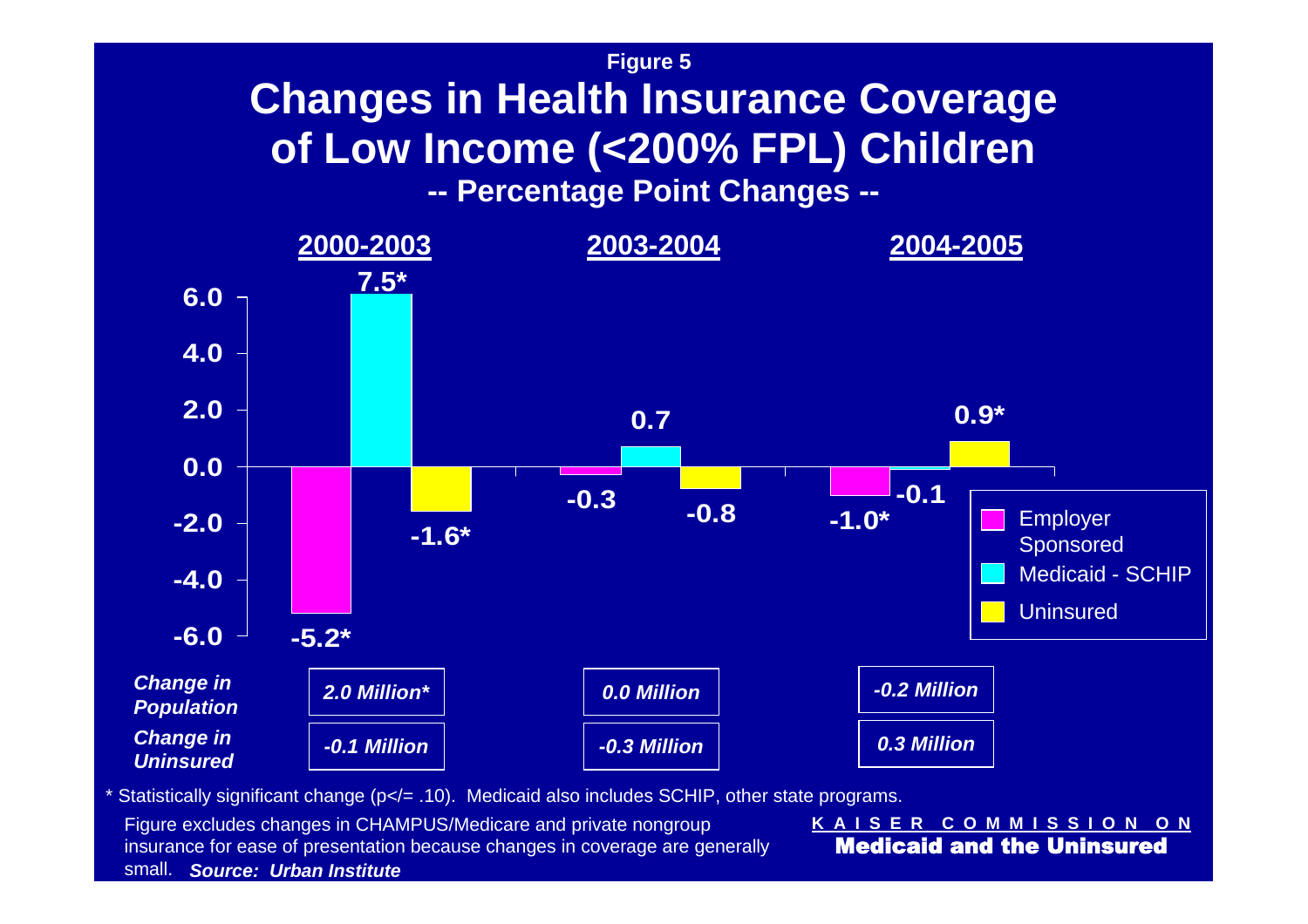Figure 5

# Changes in Health Insurance Coverage of Low Income (<200% FPL) Children

**-- Percentage Point Changes --**

| | 2000-2003 | 2003-2004 | 2004-2005 |
|---|---|---|---|
| Employer Sponsored | -5.2* | -0.3 | -1.0* |
| Medicaid - SCHIP | 7.5* | 0.7 | -0.1 |
| Uninsured | -1.6* | -0.8 | 0.9* |
| *Change in Population* | *2.0 Million** | *0.0 Million* | *-0.2 Million* |
| *Change in Uninsured* | *-0.1 Million* | *-0.3 Million* | *0.3 Million* |

* Statistically significant change (p</= .10). Medicaid also includes SCHIP, other state programs.

Figure excludes changes in CHAMPUS/Medicare and private nongroup insurance for ease of presentation because changes in coverage are generally small. ***Source: Urban Institute***

KAISER COMMISSION ON **Medicaid and the Uninsured**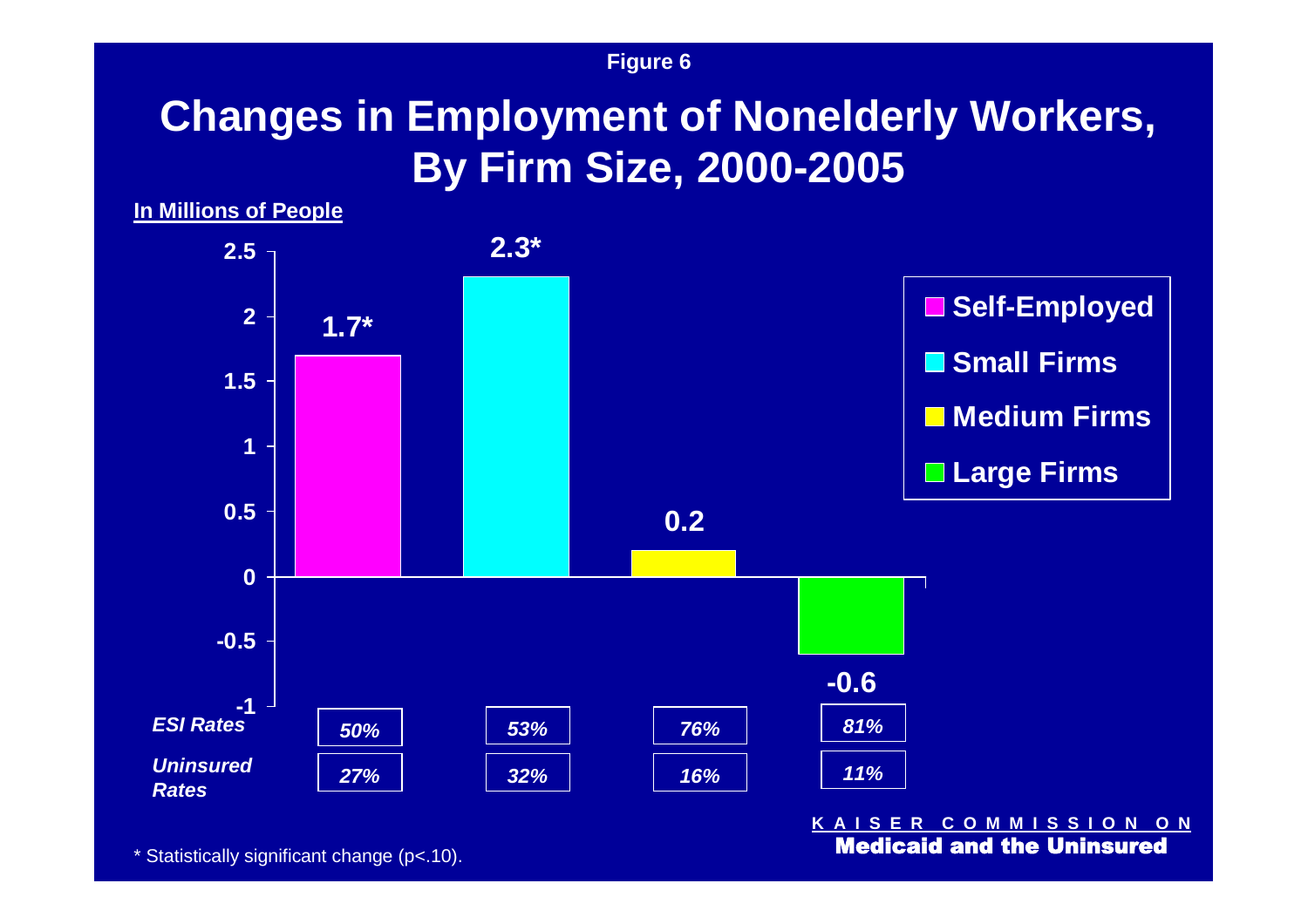Figure 6

# Changes in Employment of Nonelderly Workers, By Firm Size, 2000-2005

In Millions of People

| | Self-Employed | Small Firms | Medium Firms | Large Firms |
|---|---|---|---|---|
| Change | 1.7* | 2.3* | 0.2 | -0.6 |
| *ESI Rates* | *50%* | *53%* | *76%* | *81%* |
| *Uninsured Rates* | *27%* | *32%* | *16%* | *11%* |

\* Statistically significant change ($p<.10$).

KAISER COMMISSION ON Medicaid and the Uninsured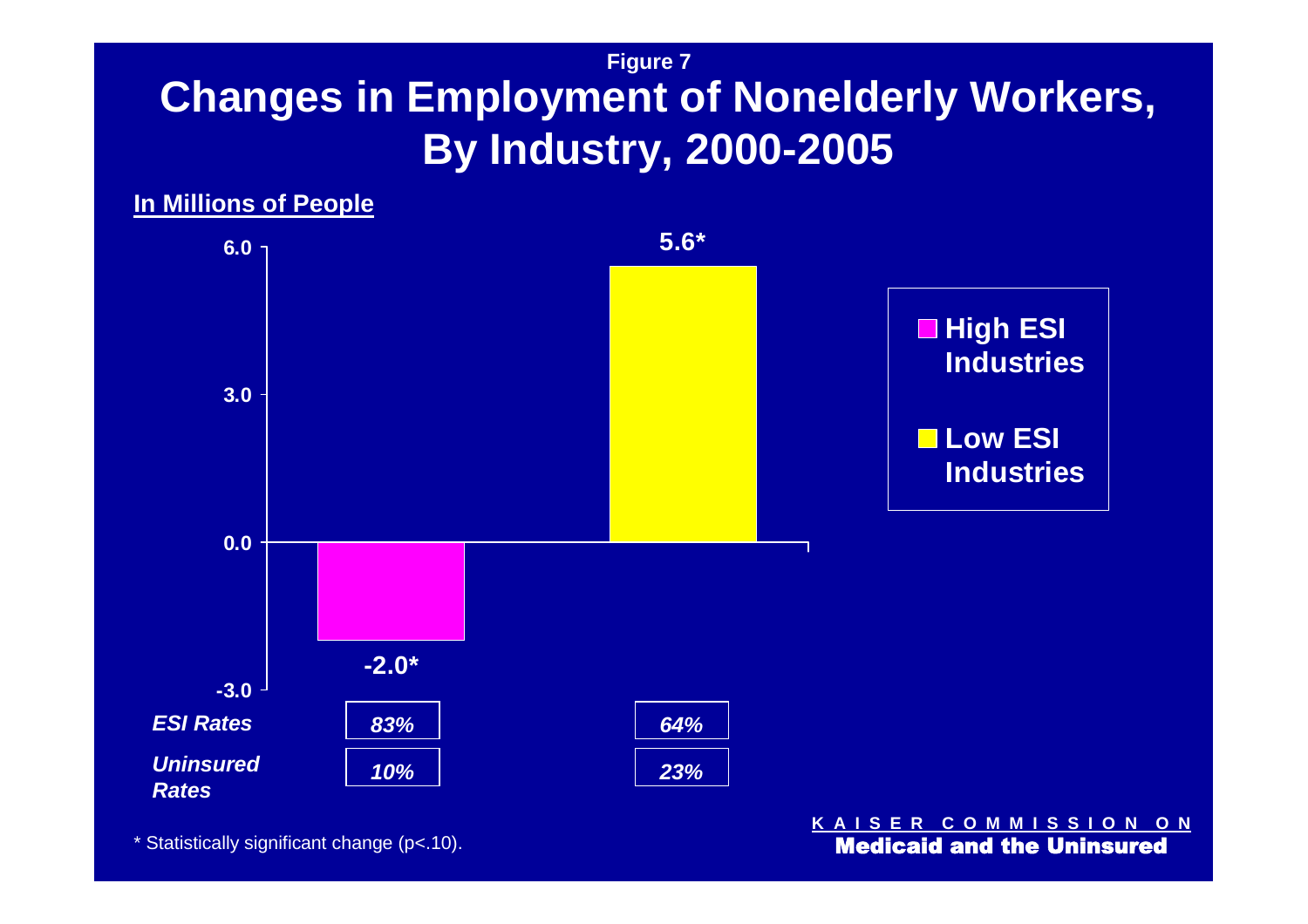Figure 7

# Changes in Employment of Nonelderly Workers, By Industry, 2000-2005

**In Millions of People**

| | High ESI Industries | Low ESI Industries |
|---|---|---|
| Change in employment | -2.0* | 5.6* |
| *ESI Rates* | *83%* | *64%* |
| *Uninsured Rates* | *10%* | *23%* |

\* Statistically significant change (p<.10).

KAISER COMMISSION ON **Medicaid and the Uninsured**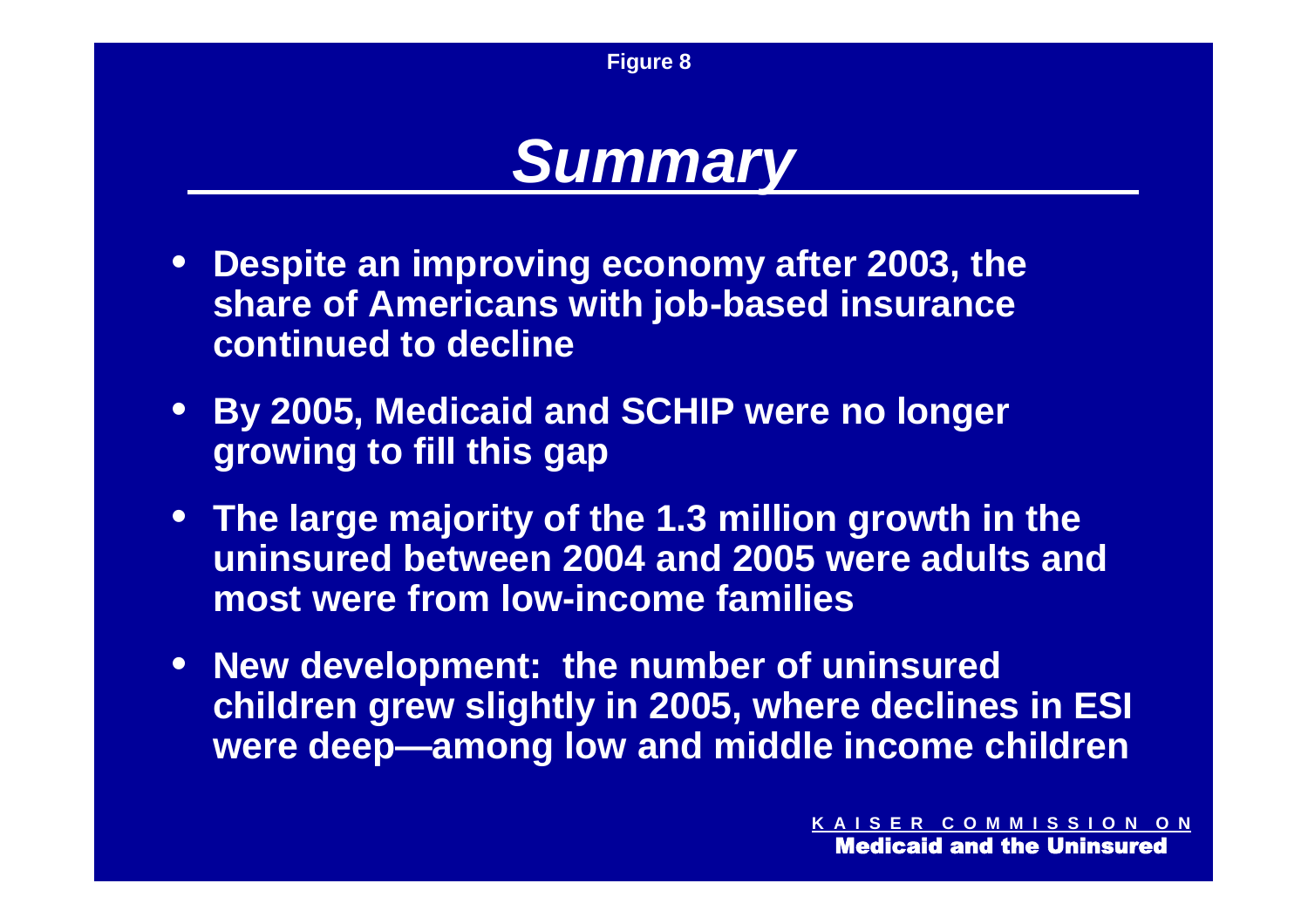Figure 8

# *Summary*

- **Despite an improving economy after 2003, the share of Americans with job-based insurance continued to decline**
- **By 2005, Medicaid and SCHIP were no longer growing to fill this gap**
- **The large majority of the 1.3 million growth in the uninsured between 2004 and 2005 were adults and most were from low-income families**
- **New development: the number of uninsured children grew slightly in 2005, where declines in ESI were deep—among low and middle income children**

KAISER COMMISSION ON
**Medicaid and the Uninsured**